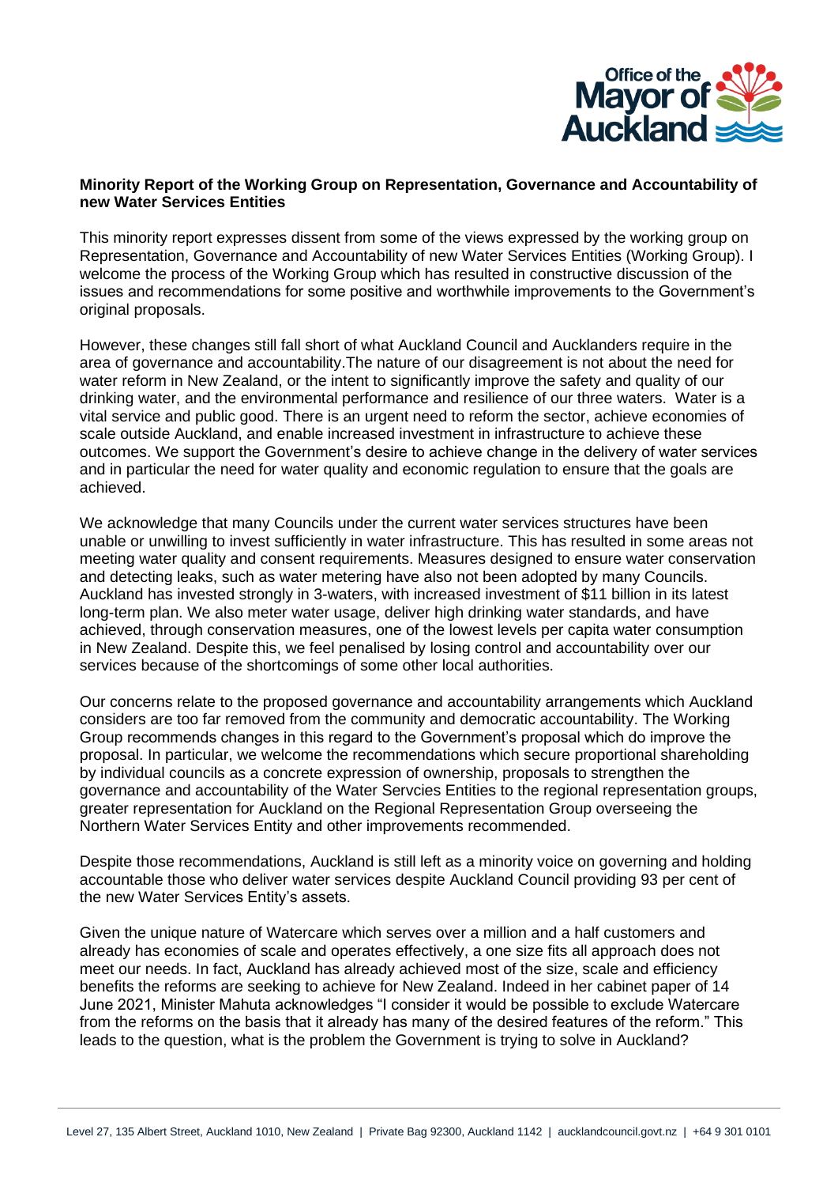**Minority Report of the Working Group on Representation, Governance and Accountability of new Water Services Entities**

This minority report expresses dissent from some of the views expressed by the working group on Representation, Governance and Accountability of new Water Services Entities (Working Group). I welcome the process of the Working Group which has resulted in constructive discussion of the issues and recommendations for some positive and worthwhile improvements to the Government's original proposals.

However, these changes still fall short of what Auckland Council and Aucklanders require in the area of governance and accountability.The nature of our disagreement is not about the need for water reform in New Zealand, or the intent to significantly improve the safety and quality of our drinking water, and the environmental performance and resilience of our three waters. Water is a vital service and public good. There is an urgent need to reform the sector, achieve economies of scale outside Auckland, and enable increased investment in infrastructure to achieve these outcomes. We support the Government's desire to achieve change in the delivery of water services and in particular the need for water quality and economic regulation to ensure that the goals are achieved.

We acknowledge that many Councils under the current water services structures have been unable or unwilling to invest sufficiently in water infrastructure. This has resulted in some areas not meeting water quality and consent requirements. Measures designed to ensure water conservation and detecting leaks, such as water metering have also not been adopted by many Councils. Auckland has invested strongly in 3-waters, with increased investment of $11 billion in its latest long-term plan. We also meter water usage, deliver high drinking water standards, and have achieved, through conservation measures, one of the lowest levels per capita water consumption in New Zealand. Despite this, we feel penalised by losing control and accountability over our services because of the shortcomings of some other local authorities.

Our concerns relate to the proposed governance and accountability arrangements which Auckland considers are too far removed from the community and democratic accountability. The Working Group recommends changes in this regard to the Government's proposal which do improve the proposal. In particular, we welcome the recommendations which secure proportional shareholding by individual councils as a concrete expression of ownership, proposals to strengthen the governance and accountability of the Water Servcies Entities to the regional representation groups, greater representation for Auckland on the Regional Representation Group overseeing the Northern Water Services Entity and other improvements recommended.

Despite those recommendations, Auckland is still left as a minority voice on governing and holding accountable those who deliver water services despite Auckland Council providing 93 per cent of the new Water Services Entity's assets.

Given the unique nature of Watercare which serves over a million and a half customers and already has economies of scale and operates effectively, a one size fits all approach does not meet our needs. In fact, Auckland has already achieved most of the size, scale and efficiency benefits the reforms are seeking to achieve for New Zealand. Indeed in her cabinet paper of 14 June 2021, Minister Mahuta acknowledges "I consider it would be possible to exclude Watercare from the reforms on the basis that it already has many of the desired features of the reform." This leads to the question, what is the problem the Government is trying to solve in Auckland?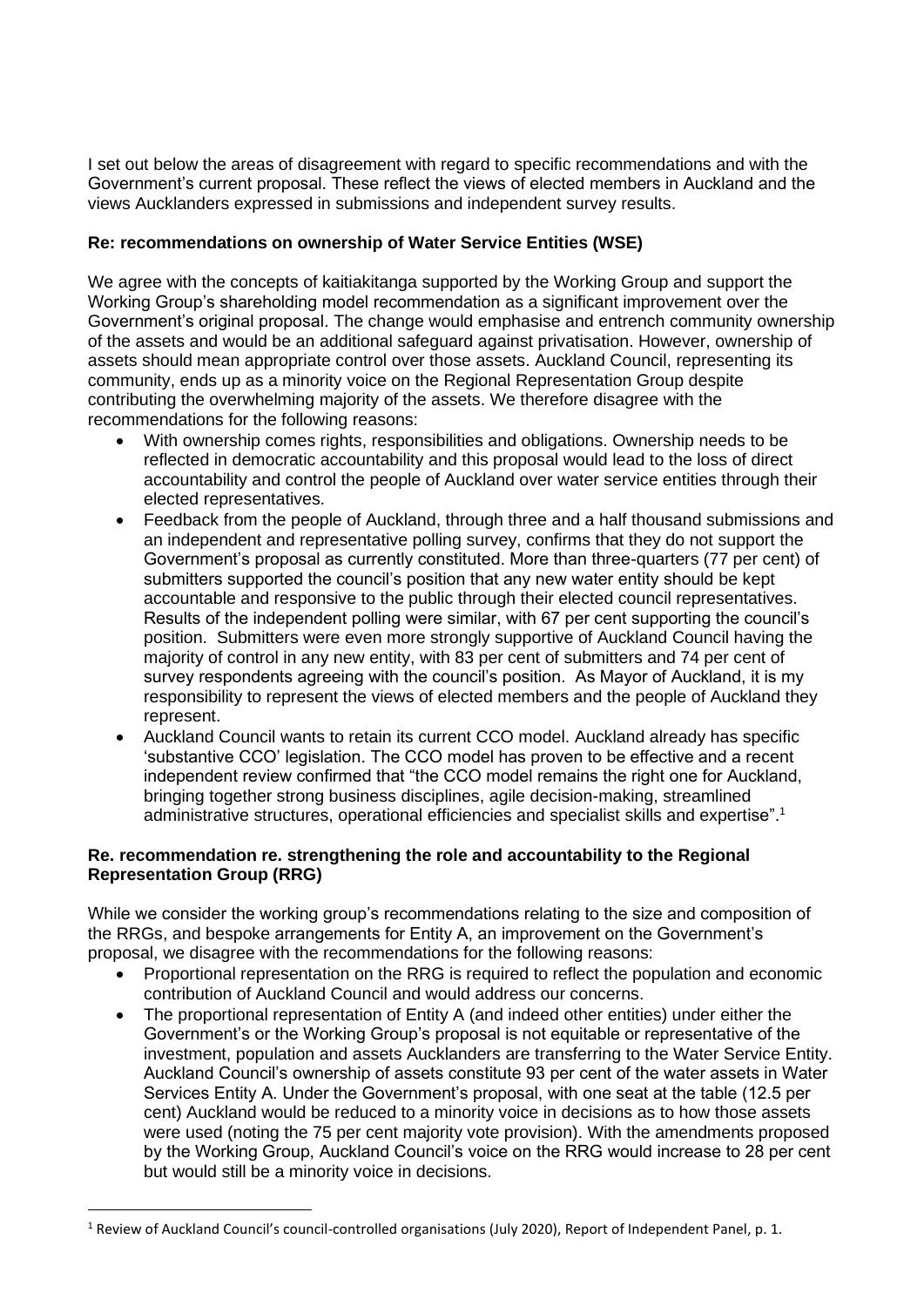I set out below the areas of disagreement with regard to specific recommendations and with the Government's current proposal. These reflect the views of elected members in Auckland and the views Aucklanders expressed in submissions and independent survey results.

**Re: recommendations on ownership of Water Service Entities (WSE)**

We agree with the concepts of kaitiakitanga supported by the Working Group and support the Working Group's shareholding model recommendation as a significant improvement over the Government's original proposal. The change would emphasise and entrench community ownership of the assets and would be an additional safeguard against privatisation. However, ownership of assets should mean appropriate control over those assets. Auckland Council, representing its community, ends up as a minority voice on the Regional Representation Group despite contributing the overwhelming majority of the assets. We therefore disagree with the recommendations for the following reasons:

- With ownership comes rights, responsibilities and obligations. Ownership needs to be reflected in democratic accountability and this proposal would lead to the loss of direct accountability and control the people of Auckland over water service entities through their elected representatives.
- Feedback from the people of Auckland, through three and a half thousand submissions and an independent and representative polling survey, confirms that they do not support the Government's proposal as currently constituted. More than three-quarters (77 per cent) of submitters supported the council's position that any new water entity should be kept accountable and responsive to the public through their elected council representatives. Results of the independent polling were similar, with 67 per cent supporting the council's position. Submitters were even more strongly supportive of Auckland Council having the majority of control in any new entity, with 83 per cent of submitters and 74 per cent of survey respondents agreeing with the council's position. As Mayor of Auckland, it is my responsibility to represent the views of elected members and the people of Auckland they represent.
- Auckland Council wants to retain its current CCO model. Auckland already has specific 'substantive CCO' legislation. The CCO model has proven to be effective and a recent independent review confirmed that "the CCO model remains the right one for Auckland, bringing together strong business disciplines, agile decision-making, streamlined administrative structures, operational efficiencies and specialist skills and expertise".[1]

**Re. recommendation re. strengthening the role and accountability to the Regional Representation Group (RRG)**

While we consider the working group's recommendations relating to the size and composition of the RRGs, and bespoke arrangements for Entity A, an improvement on the Government's proposal, we disagree with the recommendations for the following reasons:

- Proportional representation on the RRG is required to reflect the population and economic contribution of Auckland Council and would address our concerns.
- The proportional representation of Entity A (and indeed other entities) under either the Government's or the Working Group's proposal is not equitable or representative of the investment, population and assets Aucklanders are transferring to the Water Service Entity. Auckland Council's ownership of assets constitute 93 per cent of the water assets in Water Services Entity A. Under the Government's proposal, with one seat at the table (12.5 per cent) Auckland would be reduced to a minority voice in decisions as to how those assets were used (noting the 75 per cent majority vote provision). With the amendments proposed by the Working Group, Auckland Council's voice on the RRG would increase to 28 per cent but would still be a minority voice in decisions.

[1] Review of Auckland Council's council-controlled organisations (July 2020), Report of Independent Panel, p. 1.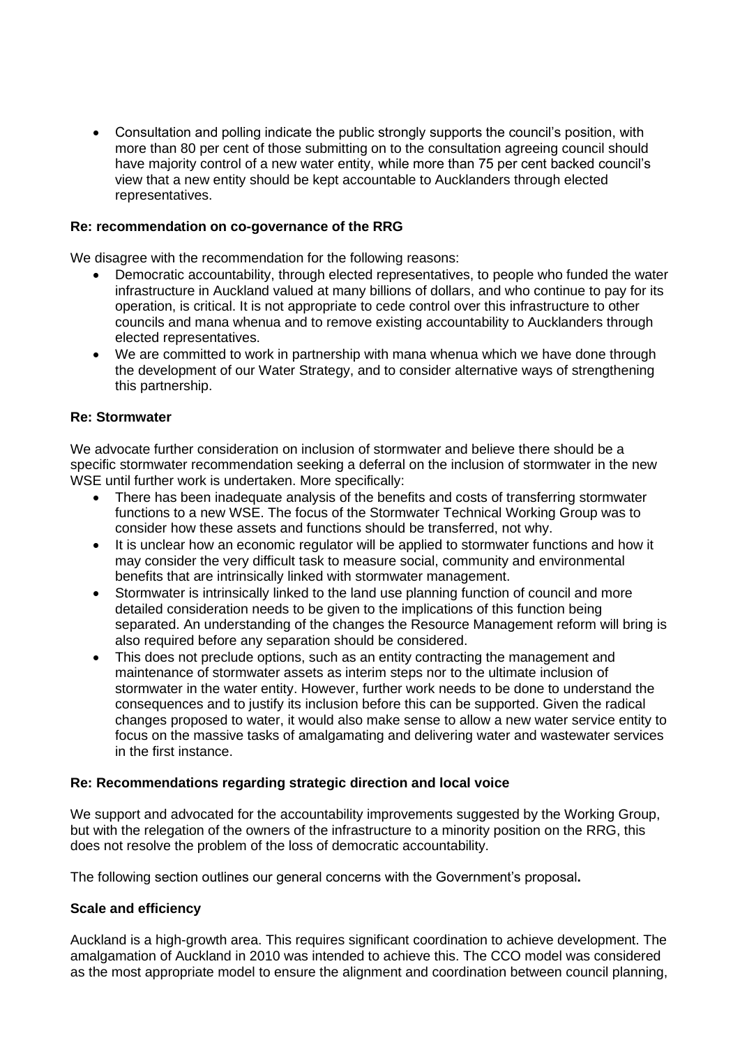- Consultation and polling indicate the public strongly supports the council's position, with more than 80 per cent of those submitting on to the consultation agreeing council should have majority control of a new water entity, while more than 75 per cent backed council's view that a new entity should be kept accountable to Aucklanders through elected representatives.

**Re: recommendation on co-governance of the RRG**

We disagree with the recommendation for the following reasons:

- Democratic accountability, through elected representatives, to people who funded the water infrastructure in Auckland valued at many billions of dollars, and who continue to pay for its operation, is critical. It is not appropriate to cede control over this infrastructure to other councils and mana whenua and to remove existing accountability to Aucklanders through elected representatives.
- We are committed to work in partnership with mana whenua which we have done through the development of our Water Strategy, and to consider alternative ways of strengthening this partnership.

**Re: Stormwater**

We advocate further consideration on inclusion of stormwater and believe there should be a specific stormwater recommendation seeking a deferral on the inclusion of stormwater in the new WSE until further work is undertaken. More specifically:

- There has been inadequate analysis of the benefits and costs of transferring stormwater functions to a new WSE. The focus of the Stormwater Technical Working Group was to consider how these assets and functions should be transferred, not why.
- It is unclear how an economic regulator will be applied to stormwater functions and how it may consider the very difficult task to measure social, community and environmental benefits that are intrinsically linked with stormwater management.
- Stormwater is intrinsically linked to the land use planning function of council and more detailed consideration needs to be given to the implications of this function being separated. An understanding of the changes the Resource Management reform will bring is also required before any separation should be considered.
- This does not preclude options, such as an entity contracting the management and maintenance of stormwater assets as interim steps nor to the ultimate inclusion of stormwater in the water entity. However, further work needs to be done to understand the consequences and to justify its inclusion before this can be supported. Given the radical changes proposed to water, it would also make sense to allow a new water service entity to focus on the massive tasks of amalgamating and delivering water and wastewater services in the first instance.

**Re: Recommendations regarding strategic direction and local voice**

We support and advocated for the accountability improvements suggested by the Working Group, but with the relegation of the owners of the infrastructure to a minority position on the RRG, this does not resolve the problem of the loss of democratic accountability.

The following section outlines our general concerns with the Government's proposal**.**

**Scale and efficiency**

Auckland is a high-growth area. This requires significant coordination to achieve development. The amalgamation of Auckland in 2010 was intended to achieve this. The CCO model was considered as the most appropriate model to ensure the alignment and coordination between council planning,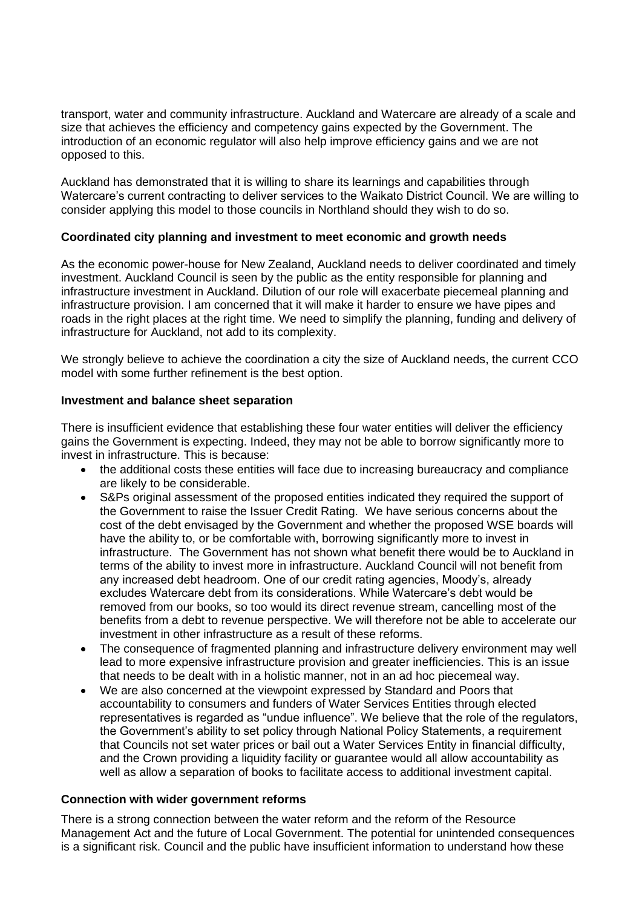transport, water and community infrastructure. Auckland and Watercare are already of a scale and size that achieves the efficiency and competency gains expected by the Government. The introduction of an economic regulator will also help improve efficiency gains and we are not opposed to this.

Auckland has demonstrated that it is willing to share its learnings and capabilities through Watercare's current contracting to deliver services to the Waikato District Council. We are willing to consider applying this model to those councils in Northland should they wish to do so.

**Coordinated city planning and investment to meet economic and growth needs**

As the economic power-house for New Zealand, Auckland needs to deliver coordinated and timely investment. Auckland Council is seen by the public as the entity responsible for planning and infrastructure investment in Auckland. Dilution of our role will exacerbate piecemeal planning and infrastructure provision. I am concerned that it will make it harder to ensure we have pipes and roads in the right places at the right time. We need to simplify the planning, funding and delivery of infrastructure for Auckland, not add to its complexity.

We strongly believe to achieve the coordination a city the size of Auckland needs, the current CCO model with some further refinement is the best option.

**Investment and balance sheet separation**

There is insufficient evidence that establishing these four water entities will deliver the efficiency gains the Government is expecting. Indeed, they may not be able to borrow significantly more to invest in infrastructure. This is because:

- the additional costs these entities will face due to increasing bureaucracy and compliance are likely to be considerable.
- S&Ps original assessment of the proposed entities indicated they required the support of the Government to raise the Issuer Credit Rating. We have serious concerns about the cost of the debt envisaged by the Government and whether the proposed WSE boards will have the ability to, or be comfortable with, borrowing significantly more to invest in infrastructure. The Government has not shown what benefit there would be to Auckland in terms of the ability to invest more in infrastructure. Auckland Council will not benefit from any increased debt headroom. One of our credit rating agencies, Moody's, already excludes Watercare debt from its considerations. While Watercare's debt would be removed from our books, so too would its direct revenue stream, cancelling most of the benefits from a debt to revenue perspective. We will therefore not be able to accelerate our investment in other infrastructure as a result of these reforms.
- The consequence of fragmented planning and infrastructure delivery environment may well lead to more expensive infrastructure provision and greater inefficiencies. This is an issue that needs to be dealt with in a holistic manner, not in an ad hoc piecemeal way.
- We are also concerned at the viewpoint expressed by Standard and Poors that accountability to consumers and funders of Water Services Entities through elected representatives is regarded as "undue influence". We believe that the role of the regulators, the Government's ability to set policy through National Policy Statements, a requirement that Councils not set water prices or bail out a Water Services Entity in financial difficulty, and the Crown providing a liquidity facility or guarantee would all allow accountability as well as allow a separation of books to facilitate access to additional investment capital.

**Connection with wider government reforms**

There is a strong connection between the water reform and the reform of the Resource Management Act and the future of Local Government. The potential for unintended consequences is a significant risk. Council and the public have insufficient information to understand how these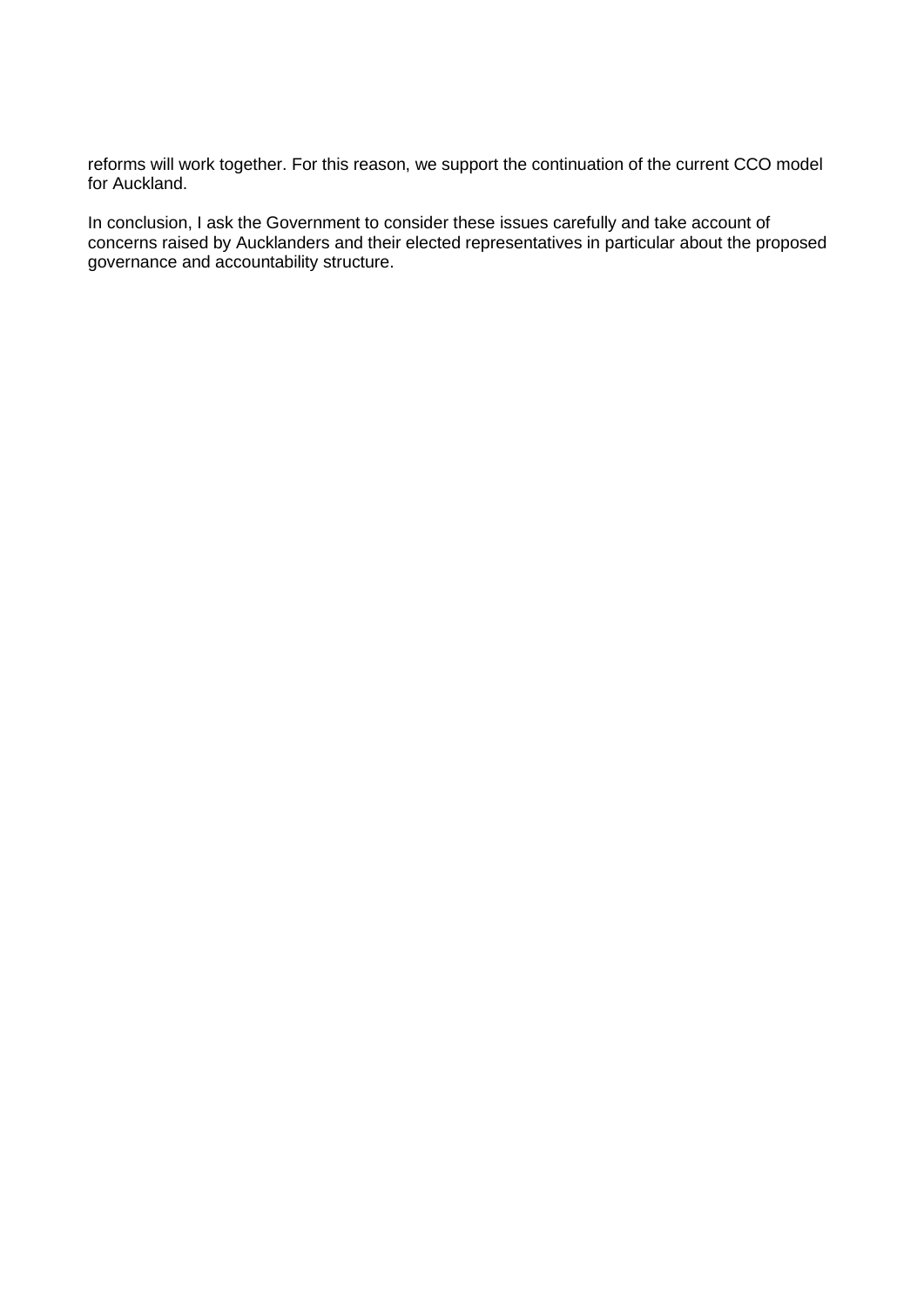reforms will work together. For this reason, we support the continuation of the current CCO model for Auckland.

In conclusion, I ask the Government to consider these issues carefully and take account of concerns raised by Aucklanders and their elected representatives in particular about the proposed governance and accountability structure.